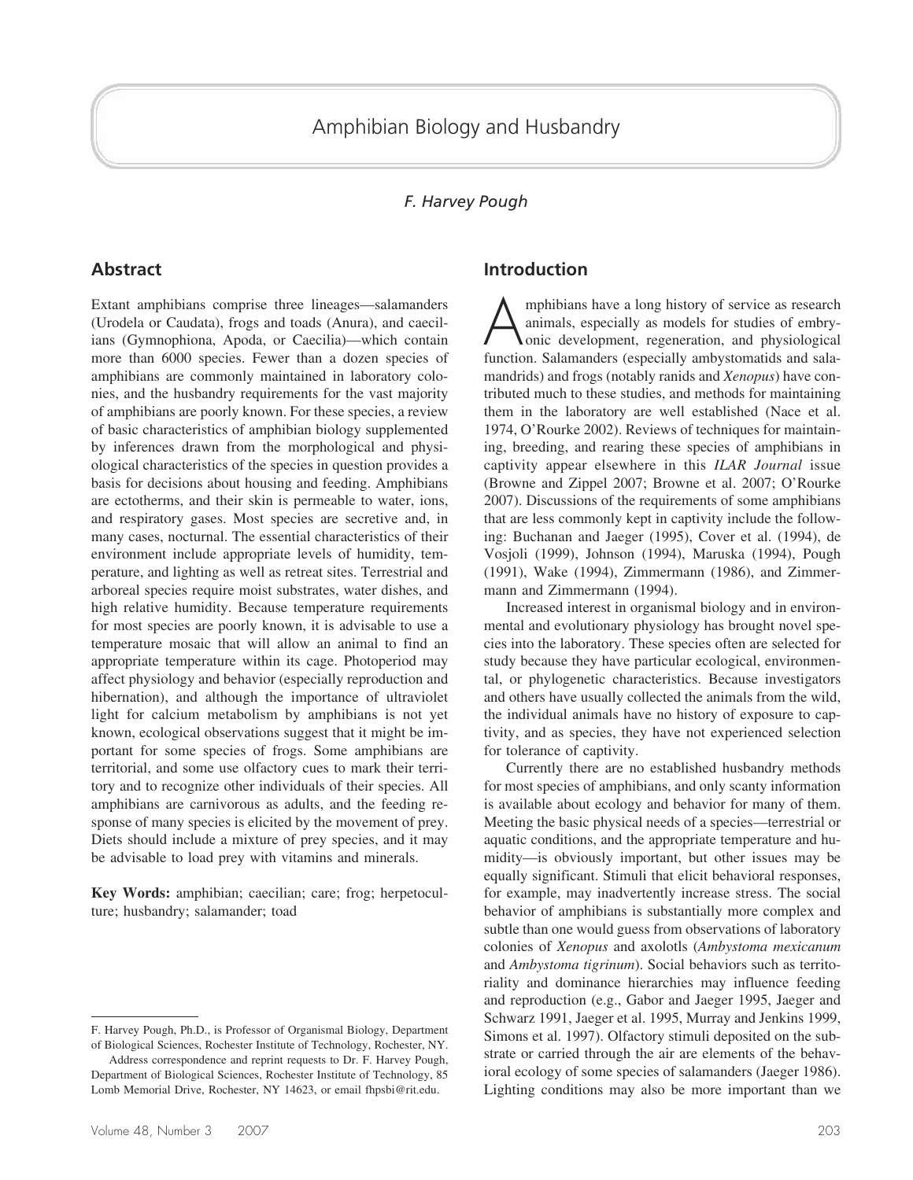# Amphibian Biology and Husbandry

*F. Harvey Pough*

## Abstract

Extant amphibians comprise three lineages—salamanders (Urodela or Caudata), frogs and toads (Anura), and caecilians (Gymnophiona, Apoda, or Caecilia)—which contain more than 6000 species. Fewer than a dozen species of amphibians are commonly maintained in laboratory colonies, and the husbandry requirements for the vast majority of amphibians are poorly known. For these species, a review of basic characteristics of amphibian biology supplemented by inferences drawn from the morphological and physiological characteristics of the species in question provides a basis for decisions about housing and feeding. Amphibians are ectotherms, and their skin is permeable to water, ions, and respiratory gases. Most species are secretive and, in many cases, nocturnal. The essential characteristics of their environment include appropriate levels of humidity, temperature, and lighting as well as retreat sites. Terrestrial and arboreal species require moist substrates, water dishes, and high relative humidity. Because temperature requirements for most species are poorly known, it is advisable to use a temperature mosaic that will allow an animal to find an appropriate temperature within its cage. Photoperiod may affect physiology and behavior (especially reproduction and hibernation), and although the importance of ultraviolet light for calcium metabolism by amphibians is not yet known, ecological observations suggest that it might be important for some species of frogs. Some amphibians are territorial, and some use olfactory cues to mark their territory and to recognize other individuals of their species. All amphibians are carnivorous as adults, and the feeding response of many species is elicited by the movement of prey. Diets should include a mixture of prey species, and it may be advisable to load prey with vitamins and minerals.

**Key Words:** amphibian; caecilian; care; frog; herpetoculture; husbandry; salamander; toad

F. Harvey Pough, Ph.D., is Professor of Organismal Biology, Department of Biological Sciences, Rochester Institute of Technology, Rochester, NY.

Address correspondence and reprint requests to Dr. F. Harvey Pough, Department of Biological Sciences, Rochester Institute of Technology, 85 Lomb Memorial Drive, Rochester, NY 14623, or email fhpsbi@rit.edu.

## Introduction

Amphibians have a long history of service as research animals, especially as models for studies of embryonic development, regeneration, and physiological function. Salamanders (especially ambystomatids and salamandrids) and frogs (notably ranids and *Xenopus*) have contributed much to these studies, and methods for maintaining them in the laboratory are well established (Nace et al. 1974, O'Rourke 2002). Reviews of techniques for maintaining, breeding, and rearing these species of amphibians in captivity appear elsewhere in this *ILAR Journal* issue (Browne and Zippel 2007; Browne et al. 2007; O'Rourke 2007). Discussions of the requirements of some amphibians that are less commonly kept in captivity include the following: Buchanan and Jaeger (1995), Cover et al. (1994), de Vosjoli (1999), Johnson (1994), Maruska (1994), Pough (1991), Wake (1994), Zimmermann (1986), and Zimmermann and Zimmermann (1994).

Increased interest in organismal biology and in environmental and evolutionary physiology has brought novel species into the laboratory. These species often are selected for study because they have particular ecological, environmental, or phylogenetic characteristics. Because investigators and others have usually collected the animals from the wild, the individual animals have no history of exposure to captivity, and as species, they have not experienced selection for tolerance of captivity.

Currently there are no established husbandry methods for most species of amphibians, and only scanty information is available about ecology and behavior for many of them. Meeting the basic physical needs of a species—terrestrial or aquatic conditions, and the appropriate temperature and humidity—is obviously important, but other issues may be equally significant. Stimuli that elicit behavioral responses, for example, may inadvertently increase stress. The social behavior of amphibians is substantially more complex and subtle than one would guess from observations of laboratory colonies of *Xenopus* and axolotls (*Ambystoma mexicanum* and *Ambystoma tigrinum*). Social behaviors such as territoriality and dominance hierarchies may influence feeding and reproduction (e.g., Gabor and Jaeger 1995, Jaeger and Schwarz 1991, Jaeger et al. 1995, Murray and Jenkins 1999, Simons et al. 1997). Olfactory stimuli deposited on the substrate or carried through the air are elements of the behavioral ecology of some species of salamanders (Jaeger 1986). Lighting conditions may also be more important than we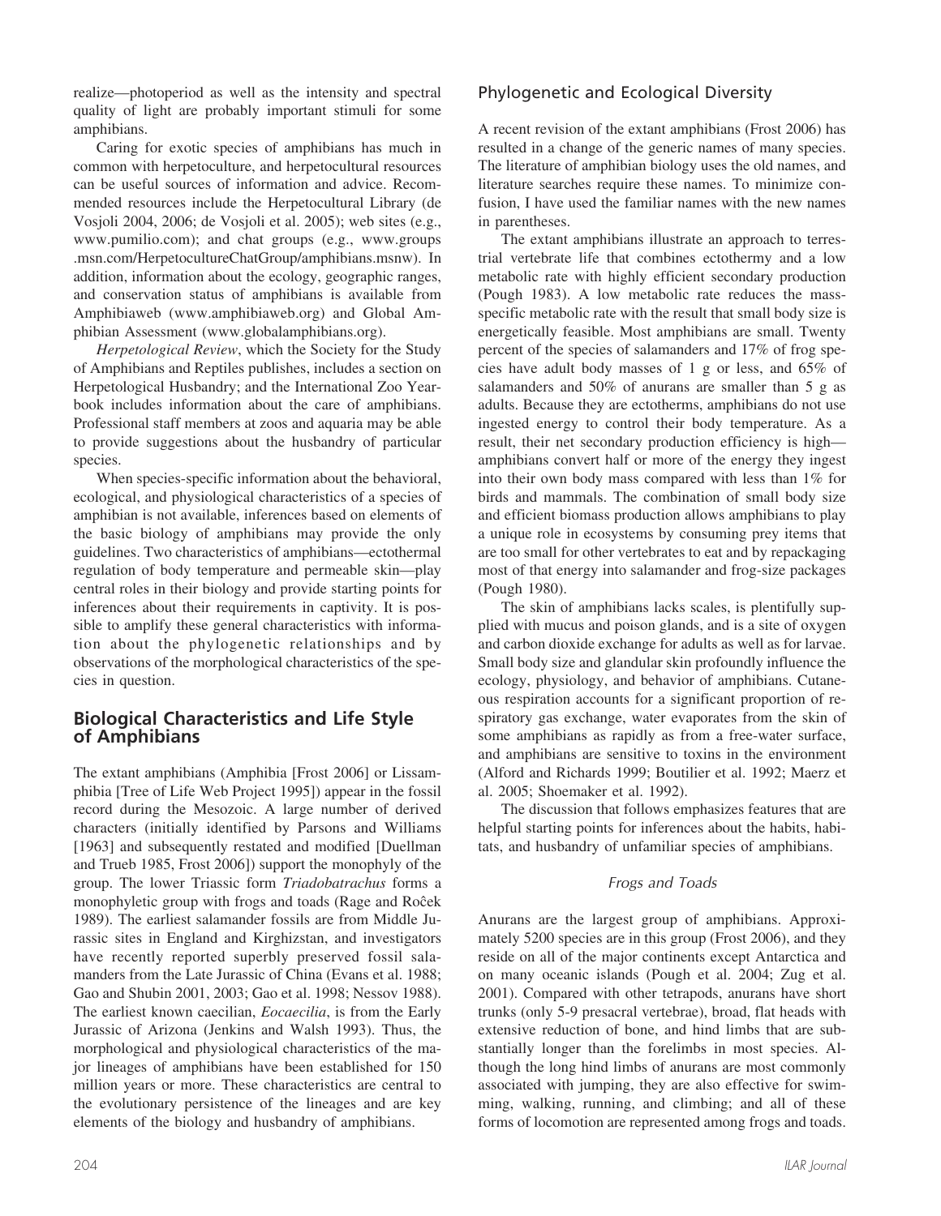realize—photoperiod as well as the intensity and spectral quality of light are probably important stimuli for some amphibians.

Caring for exotic species of amphibians has much in common with herpetoculture, and herpetocultural resources can be useful sources of information and advice. Recommended resources include the Herpetocultural Library (de Vosjoli 2004, 2006; de Vosjoli et al. 2005); web sites (e.g., www.pumilio.com); and chat groups (e.g., www.groups.msn.com/HerpetocultureChatGroup/amphibians.msnw). In addition, information about the ecology, geographic ranges, and conservation status of amphibians is available from Amphibiaweb (www.amphibiaweb.org) and Global Amphibian Assessment (www.globalamphibians.org).

*Herpetological Review*, which the Society for the Study of Amphibians and Reptiles publishes, includes a section on Herpetological Husbandry; and the International Zoo Yearbook includes information about the care of amphibians. Professional staff members at zoos and aquaria may be able to provide suggestions about the husbandry of particular species.

When species-specific information about the behavioral, ecological, and physiological characteristics of a species of amphibian is not available, inferences based on elements of the basic biology of amphibians may provide the only guidelines. Two characteristics of amphibians—ectothermal regulation of body temperature and permeable skin—play central roles in their biology and provide starting points for inferences about their requirements in captivity. It is possible to amplify these general characteristics with information about the phylogenetic relationships and by observations of the morphological characteristics of the species in question.

## Biological Characteristics and Life Style of Amphibians

The extant amphibians (Amphibia [Frost 2006] or Lissamphibia [Tree of Life Web Project 1995]) appear in the fossil record during the Mesozoic. A large number of derived characters (initially identified by Parsons and Williams [1963] and subsequently restated and modified [Duellman and Trueb 1985, Frost 2006]) support the monophyly of the group. The lower Triassic form *Triadobatrachus* forms a monophyletic group with frogs and toads (Rage and Roĉek 1989). The earliest salamander fossils are from Middle Jurassic sites in England and Kirghizstan, and investigators have recently reported superbly preserved fossil salamanders from the Late Jurassic of China (Evans et al. 1988; Gao and Shubin 2001, 2003; Gao et al. 1998; Nessov 1988). The earliest known caecilian, *Eocaecilia*, is from the Early Jurassic of Arizona (Jenkins and Walsh 1993). Thus, the morphological and physiological characteristics of the major lineages of amphibians have been established for 150 million years or more. These characteristics are central to the evolutionary persistence of the lineages and are key elements of the biology and husbandry of amphibians.

### Phylogenetic and Ecological Diversity

A recent revision of the extant amphibians (Frost 2006) has resulted in a change of the generic names of many species. The literature of amphibian biology uses the old names, and literature searches require these names. To minimize confusion, I have used the familiar names with the new names in parentheses.

The extant amphibians illustrate an approach to terrestrial vertebrate life that combines ectothermy and a low metabolic rate with highly efficient secondary production (Pough 1983). A low metabolic rate reduces the mass-specific metabolic rate with the result that small body size is energetically feasible. Most amphibians are small. Twenty percent of the species of salamanders and 17% of frog species have adult body masses of 1 g or less, and 65% of salamanders and 50% of anurans are smaller than 5 g as adults. Because they are ectotherms, amphibians do not use ingested energy to control their body temperature. As a result, their net secondary production efficiency is high—amphibians convert half or more of the energy they ingest into their own body mass compared with less than 1% for birds and mammals. The combination of small body size and efficient biomass production allows amphibians to play a unique role in ecosystems by consuming prey items that are too small for other vertebrates to eat and by repackaging most of that energy into salamander and frog-size packages (Pough 1980).

The skin of amphibians lacks scales, is plentifully supplied with mucus and poison glands, and is a site of oxygen and carbon dioxide exchange for adults as well as for larvae. Small body size and glandular skin profoundly influence the ecology, physiology, and behavior of amphibians. Cutaneous respiration accounts for a significant proportion of respiratory gas exchange, water evaporates from the skin of some amphibians as rapidly as from a free-water surface, and amphibians are sensitive to toxins in the environment (Alford and Richards 1999; Boutilier et al. 1992; Maerz et al. 2005; Shoemaker et al. 1992).

The discussion that follows emphasizes features that are helpful starting points for inferences about the habits, habitats, and husbandry of unfamiliar species of amphibians.

#### *Frogs and Toads*

Anurans are the largest group of amphibians. Approximately 5200 species are in this group (Frost 2006), and they reside on all of the major continents except Antarctica and on many oceanic islands (Pough et al. 2004; Zug et al. 2001). Compared with other tetrapods, anurans have short trunks (only 5-9 presacral vertebrae), broad, flat heads with extensive reduction of bone, and hind limbs that are substantially longer than the forelimbs in most species. Although the long hind limbs of anurans are most commonly associated with jumping, they are also effective for swimming, walking, running, and climbing; and all of these forms of locomotion are represented among frogs and toads.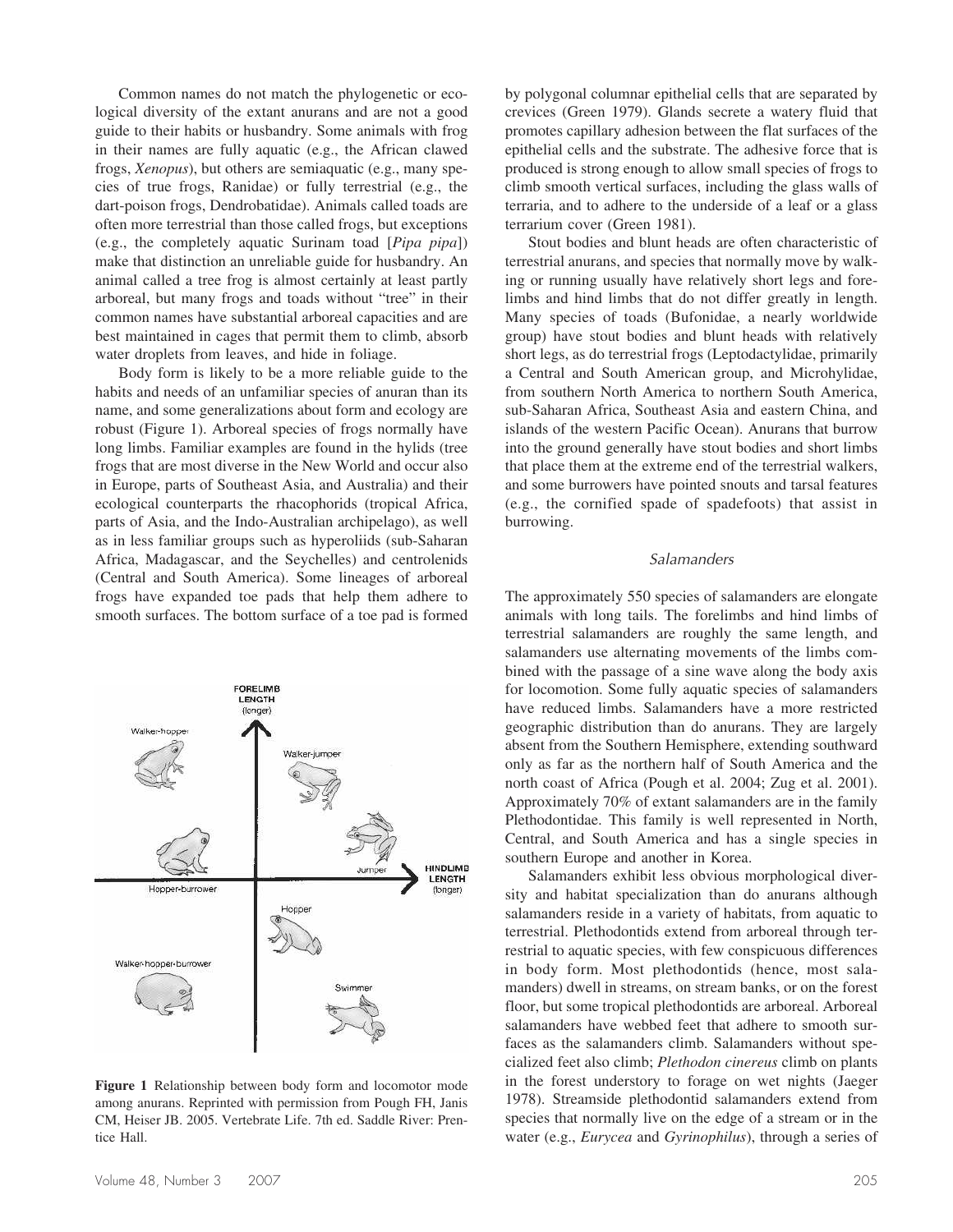Common names do not match the phylogenetic or ecological diversity of the extant anurans and are not a good guide to their habits or husbandry. Some animals with frog in their names are fully aquatic (e.g., the African clawed frogs, *Xenopus*), but others are semiaquatic (e.g., many species of true frogs, Ranidae) or fully terrestrial (e.g., the dart-poison frogs, Dendrobatidae). Animals called toads are often more terrestrial than those called frogs, but exceptions (e.g., the completely aquatic Surinam toad [*Pipa pipa*]) make that distinction an unreliable guide for husbandry. An animal called a tree frog is almost certainly at least partly arboreal, but many frogs and toads without "tree" in their common names have substantial arboreal capacities and are best maintained in cages that permit them to climb, absorb water droplets from leaves, and hide in foliage.

Body form is likely to be a more reliable guide to the habits and needs of an unfamiliar species of anuran than its name, and some generalizations about form and ecology are robust (Figure 1). Arboreal species of frogs normally have long limbs. Familiar examples are found in the hylids (tree frogs that are most diverse in the New World and occur also in Europe, parts of Southeast Asia, and Australia) and their ecological counterparts the rhacophorids (tropical Africa, parts of Asia, and the Indo-Australian archipelago), as well as in less familiar groups such as hyperoliids (sub-Saharan Africa, Madagascar, and the Seychelles) and centrolenids (Central and South America). Some lineages of arboreal frogs have expanded toe pads that help them adhere to smooth surfaces. The bottom surface of a toe pad is formed by polygonal columnar epithelial cells that are separated by crevices (Green 1979). Glands secrete a watery fluid that promotes capillary adhesion between the flat surfaces of the epithelial cells and the substrate. The adhesive force that is produced is strong enough to allow small species of frogs to climb smooth vertical surfaces, including the glass walls of terraria, and to adhere to the underside of a leaf or a glass terrarium cover (Green 1981).

Stout bodies and blunt heads are often characteristic of terrestrial anurans, and species that normally move by walking or running usually have relatively short legs and forelimbs and hind limbs that do not differ greatly in length. Many species of toads (Bufonidae, a nearly worldwide group) have stout bodies and blunt heads with relatively short legs, as do terrestrial frogs (Leptodactylidae, primarily a Central and South American group, and Microhylidae, from southern North America to northern South America, sub-Saharan Africa, Southeast Asia and eastern China, and islands of the western Pacific Ocean). Anurans that burrow into the ground generally have stout bodies and short limbs that place them at the extreme end of the terrestrial walkers, and some burrowers have pointed snouts and tarsal features (e.g., the cornified spade of spadefoots) that assist in burrowing.

FORELIMB LENGTH (longer)

HINDLIMB LENGTH (longer)

Walker-hopper

Walker-jumper

Jumper

Hopper-burrower

Hopper

Walker-hopper-burrower

Swimmer

**Figure 1** Relationship between body form and locomotor mode among anurans. Reprinted with permission from Pough FH, Janis CM, Heiser JB. 2005. Vertebrate Life. 7th ed. Saddle River: Prentice Hall.

### *Salamanders*

The approximately 550 species of salamanders are elongate animals with long tails. The forelimbs and hind limbs of terrestrial salamanders are roughly the same length, and salamanders use alternating movements of the limbs combined with the passage of a sine wave along the body axis for locomotion. Some fully aquatic species of salamanders have reduced limbs. Salamanders have a more restricted geographic distribution than do anurans. They are largely absent from the Southern Hemisphere, extending southward only as far as the northern half of South America and the north coast of Africa (Pough et al. 2004; Zug et al. 2001). Approximately 70% of extant salamanders are in the family Plethodontidae. This family is well represented in North, Central, and South America and has a single species in southern Europe and another in Korea.

Salamanders exhibit less obvious morphological diversity and habitat specialization than do anurans although salamanders reside in a variety of habitats, from aquatic to terrestrial. Plethodontids extend from arboreal through terrestrial to aquatic species, with few conspicuous differences in body form. Most plethodontids (hence, most salamanders) dwell in streams, on stream banks, or on the forest floor, but some tropical plethodontids are arboreal. Arboreal salamanders have webbed feet that adhere to smooth surfaces as the salamanders climb. Salamanders without specialized feet also climb; *Plethodon cinereus* climb on plants in the forest understory to forage on wet nights (Jaeger 1978). Streamside plethodontid salamanders extend from species that normally live on the edge of a stream or in the water (e.g., *Eurycea* and *Gyrinophilus*), through a series of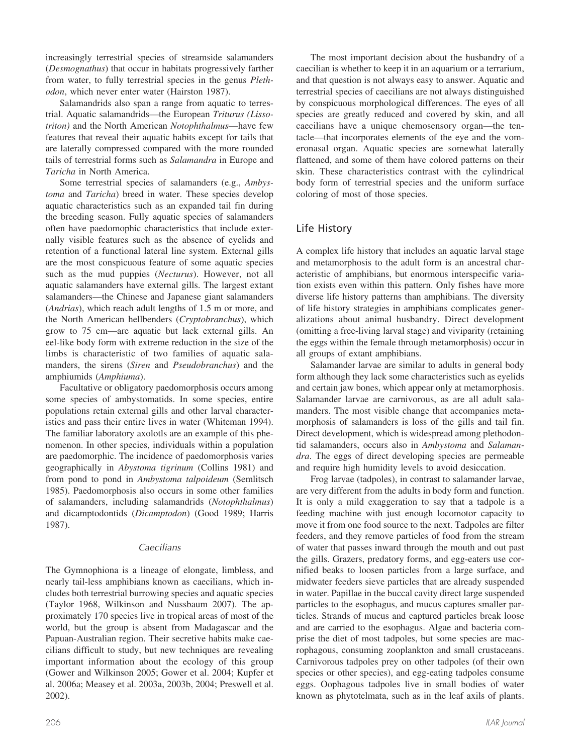increasingly terrestrial species of streamside salamanders (*Desmognathus*) that occur in habitats progressively farther from water, to fully terrestrial species in the genus *Plethodon*, which never enter water (Hairston 1987).

Salamandrids also span a range from aquatic to terrestrial. Aquatic salamandrids—the European *Triturus (Lissotriton)* and the North American *Notophthalmus*—have few features that reveal their aquatic habits except for tails that are laterally compressed compared with the more rounded tails of terrestrial forms such as *Salamandra* in Europe and *Taricha* in North America.

Some terrestrial species of salamanders (e.g., *Ambystoma* and *Taricha*) breed in water. These species develop aquatic characteristics such as an expanded tail fin during the breeding season. Fully aquatic species of salamanders often have paedomophic characteristics that include externally visible features such as the absence of eyelids and retention of a functional lateral line system. External gills are the most conspicuous feature of some aquatic species such as the mud puppies (*Necturus*). However, not all aquatic salamanders have external gills. The largest extant salamanders—the Chinese and Japanese giant salamanders (*Andrias*), which reach adult lengths of 1.5 m or more, and the North American hellbenders (*Cryptobranchus*), which grow to 75 cm—are aquatic but lack external gills. An eel-like body form with extreme reduction in the size of the limbs is characteristic of two families of aquatic salamanders, the sirens (*Siren* and *Pseudobranchus*) and the amphiumids (*Amphiuma*).

Facultative or obligatory paedomorphosis occurs among some species of ambystomatids. In some species, entire populations retain external gills and other larval characteristics and pass their entire lives in water (Whiteman 1994). The familiar laboratory axolotls are an example of this phenomenon. In other species, individuals within a population are paedomorphic. The incidence of paedomorphosis varies geographically in *Abystoma tigrinum* (Collins 1981) and from pond to pond in *Ambystoma talpoideum* (Semlitsch 1985). Paedomorphosis also occurs in some other families of salamanders, including salamandrids (*Notophthalmus*) and dicamptodontids (*Dicamptodon*) (Good 1989; Harris 1987).

### *Caecilians*

The Gymnophiona is a lineage of elongate, limbless, and nearly tail-less amphibians known as caecilians, which includes both terrestrial burrowing species and aquatic species (Taylor 1968, Wilkinson and Nussbaum 2007). The approximately 170 species live in tropical areas of most of the world, but the group is absent from Madagascar and the Papuan-Australian region. Their secretive habits make caecilians difficult to study, but new techniques are revealing important information about the ecology of this group (Gower and Wilkinson 2005; Gower et al. 2004; Kupfer et al. 2006a; Measey et al. 2003a, 2003b, 2004; Preswell et al. 2002).

The most important decision about the husbandry of a caecilian is whether to keep it in an aquarium or a terrarium, and that question is not always easy to answer. Aquatic and terrestrial species of caecilians are not always distinguished by conspicuous morphological differences. The eyes of all species are greatly reduced and covered by skin, and all caecilians have a unique chemosensory organ—the tentacle—that incorporates elements of the eye and the vomeronasal organ. Aquatic species are somewhat laterally flattened, and some of them have colored patterns on their skin. These characteristics contrast with the cylindrical body form of terrestrial species and the uniform surface coloring of most of those species.

## Life History

A complex life history that includes an aquatic larval stage and metamorphosis to the adult form is an ancestral characteristic of amphibians, but enormous interspecific variation exists even within this pattern. Only fishes have more diverse life history patterns than amphibians. The diversity of life history strategies in amphibians complicates generalizations about animal husbandry. Direct development (omitting a free-living larval stage) and viviparity (retaining the eggs within the female through metamorphosis) occur in all groups of extant amphibians.

Salamander larvae are similar to adults in general body form although they lack some characteristics such as eyelids and certain jaw bones, which appear only at metamorphosis. Salamander larvae are carnivorous, as are all adult salamanders. The most visible change that accompanies metamorphosis of salamanders is loss of the gills and tail fin. Direct development, which is widespread among plethodontid salamanders, occurs also in *Ambystoma* and *Salamandra*. The eggs of direct developing species are permeable and require high humidity levels to avoid desiccation.

Frog larvae (tadpoles), in contrast to salamander larvae, are very different from the adults in body form and function. It is only a mild exaggeration to say that a tadpole is a feeding machine with just enough locomotor capacity to move it from one food source to the next. Tadpoles are filter feeders, and they remove particles of food from the stream of water that passes inward through the mouth and out past the gills. Grazers, predatory forms, and egg-eaters use cornified beaks to loosen particles from a large surface, and midwater feeders sieve particles that are already suspended in water. Papillae in the buccal cavity direct large suspended particles to the esophagus, and mucus captures smaller particles. Strands of mucus and captured particles break loose and are carried to the esophagus. Algae and bacteria comprise the diet of most tadpoles, but some species are macrophagous, consuming zooplankton and small crustaceans. Carnivorous tadpoles prey on other tadpoles (of their own species or other species), and egg-eating tadpoles consume eggs. Oophagous tadpoles live in small bodies of water known as phytotelmata, such as in the leaf axils of plants.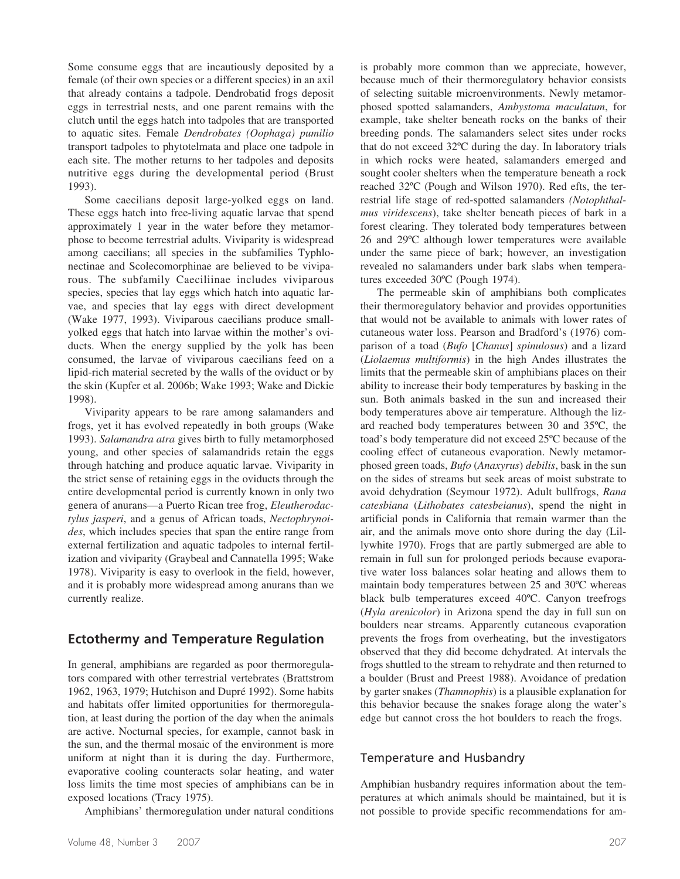Some consume eggs that are incautiously deposited by a female (of their own species or a different species) in an axil that already contains a tadpole. Dendrobatid frogs deposit eggs in terrestrial nests, and one parent remains with the clutch until the eggs hatch into tadpoles that are transported to aquatic sites. Female *Dendrobates (Oophaga) pumilio* transport tadpoles to phytotelmata and place one tadpole in each site. The mother returns to her tadpoles and deposits nutritive eggs during the developmental period (Brust 1993).

Some caecilians deposit large-yolked eggs on land. These eggs hatch into free-living aquatic larvae that spend approximately 1 year in the water before they metamorphose to become terrestrial adults. Viviparity is widespread among caecilians; all species in the subfamilies Typhlonectinae and Scolecomorphinae are believed to be viviparous. The subfamily Caeciliinae includes viviparous species, species that lay eggs which hatch into aquatic larvae, and species that lay eggs with direct development (Wake 1977, 1993). Viviparous caecilians produce small-yolked eggs that hatch into larvae within the mother's oviducts. When the energy supplied by the yolk has been consumed, the larvae of viviparous caecilians feed on a lipid-rich material secreted by the walls of the oviduct or by the skin (Kupfer et al. 2006b; Wake 1993; Wake and Dickie 1998).

Viviparity appears to be rare among salamanders and frogs, yet it has evolved repeatedly in both groups (Wake 1993). *Salamandra atra* gives birth to fully metamorphosed young, and other species of salamandrids retain the eggs through hatching and produce aquatic larvae. Viviparity in the strict sense of retaining eggs in the oviducts through the entire developmental period is currently known in only two genera of anurans—a Puerto Rican tree frog, *Eleutherodactylus jasperi*, and a genus of African toads, *Nectophrynoides*, which includes species that span the entire range from external fertilization and aquatic tadpoles to internal fertilization and viviparity (Graybeal and Cannatella 1995; Wake 1978). Viviparity is easy to overlook in the field, however, and it is probably more widespread among anurans than we currently realize.

## Ectothermy and Temperature Regulation

In general, amphibians are regarded as poor thermoregulators compared with other terrestrial vertebrates (Brattstrom 1962, 1963, 1979; Hutchison and Dupré 1992). Some habits and habitats offer limited opportunities for thermoregulation, at least during the portion of the day when the animals are active. Nocturnal species, for example, cannot bask in the sun, and the thermal mosaic of the environment is more uniform at night than it is during the day. Furthermore, evaporative cooling counteracts solar heating, and water loss limits the time most species of amphibians can be in exposed locations (Tracy 1975).

Amphibians' thermoregulation under natural conditions is probably more common than we appreciate, however, because much of their thermoregulatory behavior consists of selecting suitable microenvironments. Newly metamorphosed spotted salamanders, *Ambystoma maculatum*, for example, take shelter beneath rocks on the banks of their breeding ponds. The salamanders select sites under rocks that do not exceed 32ºC during the day. In laboratory trials in which rocks were heated, salamanders emerged and sought cooler shelters when the temperature beneath a rock reached 32ºC (Pough and Wilson 1970). Red efts, the terrestrial life stage of red-spotted salamanders *(Notophthalmus viridescens*), take shelter beneath pieces of bark in a forest clearing. They tolerated body temperatures between 26 and 29ºC although lower temperatures were available under the same piece of bark; however, an investigation revealed no salamanders under bark slabs when temperatures exceeded 30ºC (Pough 1974).

The permeable skin of amphibians both complicates their thermoregulatory behavior and provides opportunities that would not be available to animals with lower rates of cutaneous water loss. Pearson and Bradford's (1976) comparison of a toad (*Bufo* [*Chanus*] *spinulosus*) and a lizard (*Liolaemus multiformis*) in the high Andes illustrates the limits that the permeable skin of amphibians places on their ability to increase their body temperatures by basking in the sun. Both animals basked in the sun and increased their body temperatures above air temperature. Although the lizard reached body temperatures between 30 and 35ºC, the toad's body temperature did not exceed 25ºC because of the cooling effect of cutaneous evaporation. Newly metamorphosed green toads, *Bufo* (*Anaxyrus*) *debilis*, bask in the sun on the sides of streams but seek areas of moist substrate to avoid dehydration (Seymour 1972). Adult bullfrogs, *Rana catesbiana* (*Lithobates catesbeianus*), spend the night in artificial ponds in California that remain warmer than the air, and the animals move onto shore during the day (Lillywhite 1970). Frogs that are partly submerged are able to remain in full sun for prolonged periods because evaporative water loss balances solar heating and allows them to maintain body temperatures between 25 and 30ºC whereas black bulb temperatures exceed 40ºC. Canyon treefrogs (*Hyla arenicolor*) in Arizona spend the day in full sun on boulders near streams. Apparently cutaneous evaporation prevents the frogs from overheating, but the investigators observed that they did become dehydrated. At intervals the frogs shuttled to the stream to rehydrate and then returned to a boulder (Brust and Preest 1988). Avoidance of predation by garter snakes (*Thamnophis*) is a plausible explanation for this behavior because the snakes forage along the water's edge but cannot cross the hot boulders to reach the frogs.

### Temperature and Husbandry

Amphibian husbandry requires information about the temperatures at which animals should be maintained, but it is not possible to provide specific recommendations for am-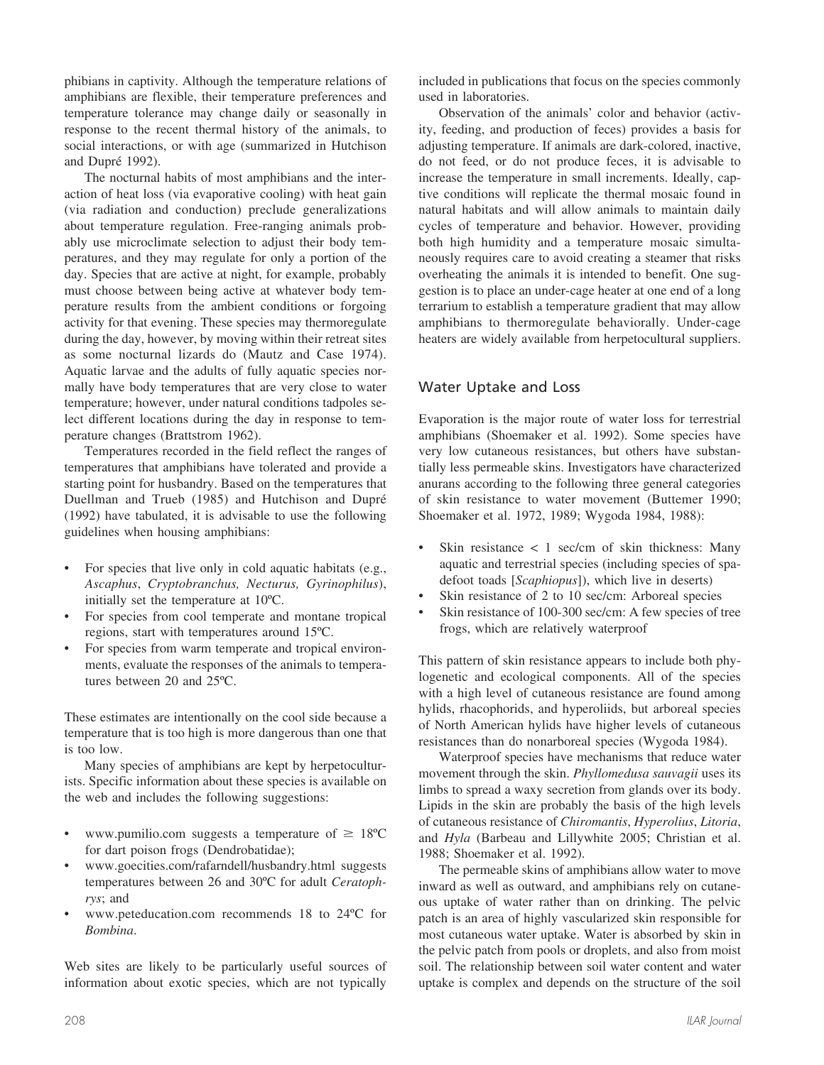phibians in captivity. Although the temperature relations of amphibians are flexible, their temperature preferences and temperature tolerance may change daily or seasonally in response to the recent thermal history of the animals, to social interactions, or with age (summarized in Hutchison and Dupré 1992).

The nocturnal habits of most amphibians and the interaction of heat loss (via evaporative cooling) with heat gain (via radiation and conduction) preclude generalizations about temperature regulation. Free-ranging animals probably use microclimate selection to adjust their body temperatures, and they may regulate for only a portion of the day. Species that are active at night, for example, probably must choose between being active at whatever body temperature results from the ambient conditions or forgoing activity for that evening. These species may thermoregulate during the day, however, by moving within their retreat sites as some nocturnal lizards do (Mautz and Case 1974). Aquatic larvae and the adults of fully aquatic species normally have body temperatures that are very close to water temperature; however, under natural conditions tadpoles select different locations during the day in response to temperature changes (Brattstrom 1962).

Temperatures recorded in the field reflect the ranges of temperatures that amphibians have tolerated and provide a starting point for husbandry. Based on the temperatures that Duellman and Trueb (1985) and Hutchison and Dupré (1992) have tabulated, it is advisable to use the following guidelines when housing amphibians:

- For species that live only in cold aquatic habitats (e.g., *Ascaphus*, *Cryptobranchus, Necturus, Gyrinophilus*), initially set the temperature at 10ºC.
- For species from cool temperate and montane tropical regions, start with temperatures around 15ºC.
- For species from warm temperate and tropical environments, evaluate the responses of the animals to temperatures between 20 and 25ºC.

These estimates are intentionally on the cool side because a temperature that is too high is more dangerous than one that is too low.

Many species of amphibians are kept by herpetoculturists. Specific information about these species is available on the web and includes the following suggestions:

- www.pumilio.com suggests a temperature of ≥ 18ºC for dart poison frogs (Dendrobatidae);
- www.goecities.com/rafarndell/husbandry.html suggests temperatures between 26 and 30ºC for adult *Ceratophrys*; and
- www.peteducation.com recommends 18 to 24ºC for *Bombina*.

Web sites are likely to be particularly useful sources of information about exotic species, which are not typically included in publications that focus on the species commonly used in laboratories.

Observation of the animals' color and behavior (activity, feeding, and production of feces) provides a basis for adjusting temperature. If animals are dark-colored, inactive, do not feed, or do not produce feces, it is advisable to increase the temperature in small increments. Ideally, captive conditions will replicate the thermal mosaic found in natural habitats and will allow animals to maintain daily cycles of temperature and behavior. However, providing both high humidity and a temperature mosaic simultaneously requires care to avoid creating a steamer that risks overheating the animals it is intended to benefit. One suggestion is to place an under-cage heater at one end of a long terrarium to establish a temperature gradient that may allow amphibians to thermoregulate behaviorally. Under-cage heaters are widely available from herpetocultural suppliers.

## Water Uptake and Loss

Evaporation is the major route of water loss for terrestrial amphibians (Shoemaker et al. 1992). Some species have very low cutaneous resistances, but others have substantially less permeable skins. Investigators have characterized anurans according to the following three general categories of skin resistance to water movement (Buttemer 1990; Shoemaker et al. 1972, 1989; Wygoda 1984, 1988):

- Skin resistance < 1 sec/cm of skin thickness: Many aquatic and terrestrial species (including species of spadefoot toads [*Scaphiopus*]), which live in deserts)
- Skin resistance of 2 to 10 sec/cm: Arboreal species
- Skin resistance of 100-300 sec/cm: A few species of tree frogs, which are relatively waterproof

This pattern of skin resistance appears to include both phylogenetic and ecological components. All of the species with a high level of cutaneous resistance are found among hylids, rhacophorids, and hyperoliids, but arboreal species of North American hylids have higher levels of cutaneous resistances than do nonarboreal species (Wygoda 1984).

Waterproof species have mechanisms that reduce water movement through the skin. *Phyllomedusa sauvagii* uses its limbs to spread a waxy secretion from glands over its body. Lipids in the skin are probably the basis of the high levels of cutaneous resistance of *Chiromantis*, *Hyperolius*, *Litoria*, and *Hyla* (Barbeau and Lillywhite 2005; Christian et al. 1988; Shoemaker et al. 1992).

The permeable skins of amphibians allow water to move inward as well as outward, and amphibians rely on cutaneous uptake of water rather than on drinking. The pelvic patch is an area of highly vascularized skin responsible for most cutaneous water uptake. Water is absorbed by skin in the pelvic patch from pools or droplets, and also from moist soil. The relationship between soil water content and water uptake is complex and depends on the structure of the soil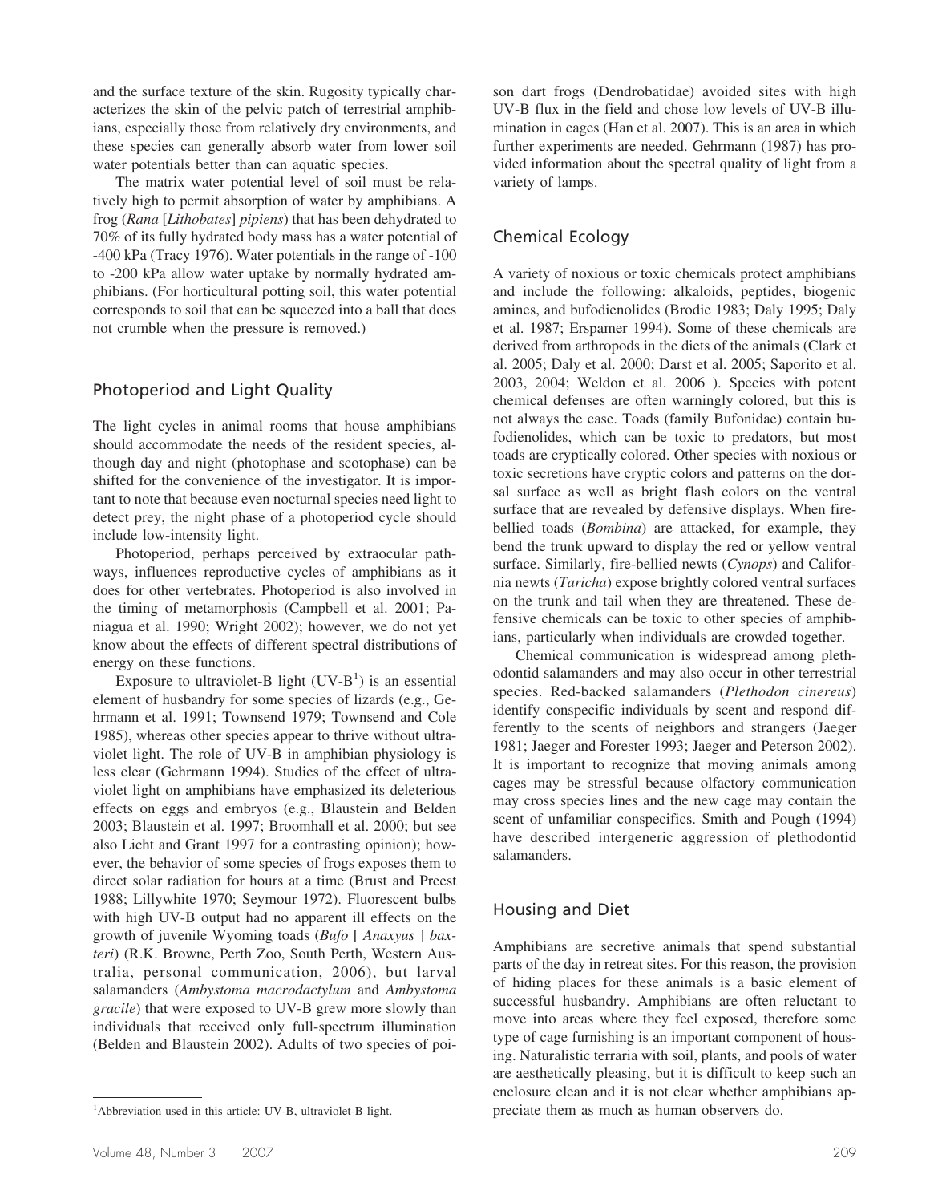and the surface texture of the skin. Rugosity typically characterizes the skin of the pelvic patch of terrestrial amphibians, especially those from relatively dry environments, and these species can generally absorb water from lower soil water potentials better than can aquatic species.

The matrix water potential level of soil must be relatively high to permit absorption of water by amphibians. A frog (*Rana* [*Lithobates*] *pipiens*) that has been dehydrated to 70% of its fully hydrated body mass has a water potential of -400 kPa (Tracy 1976). Water potentials in the range of -100 to -200 kPa allow water uptake by normally hydrated amphibians. (For horticultural potting soil, this water potential corresponds to soil that can be squeezed into a ball that does not crumble when the pressure is removed.)

## Photoperiod and Light Quality

The light cycles in animal rooms that house amphibians should accommodate the needs of the resident species, although day and night (photophase and scotophase) can be shifted for the convenience of the investigator. It is important to note that because even nocturnal species need light to detect prey, the night phase of a photoperiod cycle should include low-intensity light.

Photoperiod, perhaps perceived by extraocular pathways, influences reproductive cycles of amphibians as it does for other vertebrates. Photoperiod is also involved in the timing of metamorphosis (Campbell et al. 2001; Paniagua et al. 1990; Wright 2002); however, we do not yet know about the effects of different spectral distributions of energy on these functions.

Exposure to ultraviolet-B light (UV-B[1]) is an essential element of husbandry for some species of lizards (e.g., Gehrmann et al. 1991; Townsend 1979; Townsend and Cole 1985), whereas other species appear to thrive without ultraviolet light. The role of UV-B in amphibian physiology is less clear (Gehrmann 1994). Studies of the effect of ultraviolet light on amphibians have emphasized its deleterious effects on eggs and embryos (e.g., Blaustein and Belden 2003; Blaustein et al. 1997; Broomhall et al. 2000; but see also Licht and Grant 1997 for a contrasting opinion); however, the behavior of some species of frogs exposes them to direct solar radiation for hours at a time (Brust and Preest 1988; Lillywhite 1970; Seymour 1972). Fluorescent bulbs with high UV-B output had no apparent ill effects on the growth of juvenile Wyoming toads (*Bufo* [ *Anaxyus* ] *baxteri*) (R.K. Browne, Perth Zoo, South Perth, Western Australia, personal communication, 2006), but larval salamanders (*Ambystoma macrodactylum* and *Ambystoma gracile*) that were exposed to UV-B grew more slowly than individuals that received only full-spectrum illumination (Belden and Blaustein 2002). Adults of two species of poison dart frogs (Dendrobatidae) avoided sites with high UV-B flux in the field and chose low levels of UV-B illumination in cages (Han et al. 2007). This is an area in which further experiments are needed. Gehrmann (1987) has provided information about the spectral quality of light from a variety of lamps.

## Chemical Ecology

A variety of noxious or toxic chemicals protect amphibians and include the following: alkaloids, peptides, biogenic amines, and bufodienolides (Brodie 1983; Daly 1995; Daly et al. 1987; Erspamer 1994). Some of these chemicals are derived from arthropods in the diets of the animals (Clark et al. 2005; Daly et al. 2000; Darst et al. 2005; Saporito et al. 2003, 2004; Weldon et al. 2006 ). Species with potent chemical defenses are often warningly colored, but this is not always the case. Toads (family Bufonidae) contain bufodienolides, which can be toxic to predators, but most toads are cryptically colored. Other species with noxious or toxic secretions have cryptic colors and patterns on the dorsal surface as well as bright flash colors on the ventral surface that are revealed by defensive displays. When fire-bellied toads (*Bombina*) are attacked, for example, they bend the trunk upward to display the red or yellow ventral surface. Similarly, fire-bellied newts (*Cynops*) and California newts (*Taricha*) expose brightly colored ventral surfaces on the trunk and tail when they are threatened. These defensive chemicals can be toxic to other species of amphibians, particularly when individuals are crowded together.

Chemical communication is widespread among plethodontid salamanders and may also occur in other terrestrial species. Red-backed salamanders (*Plethodon cinereus*) identify conspecific individuals by scent and respond differently to the scents of neighbors and strangers (Jaeger 1981; Jaeger and Forester 1993; Jaeger and Peterson 2002). It is important to recognize that moving animals among cages may be stressful because olfactory communication may cross species lines and the new cage may contain the scent of unfamiliar conspecifics. Smith and Pough (1994) have described intergeneric aggression of plethodontid salamanders.

## Housing and Diet

Amphibians are secretive animals that spend substantial parts of the day in retreat sites. For this reason, the provision of hiding places for these animals is a basic element of successful husbandry. Amphibians are often reluctant to move into areas where they feel exposed, therefore some type of cage furnishing is an important component of housing. Naturalistic terraria with soil, plants, and pools of water are aesthetically pleasing, but it is difficult to keep such an enclosure clean and it is not clear whether amphibians appreciate them as much as human observers do.

[1]Abbreviation used in this article: UV-B, ultraviolet-B light.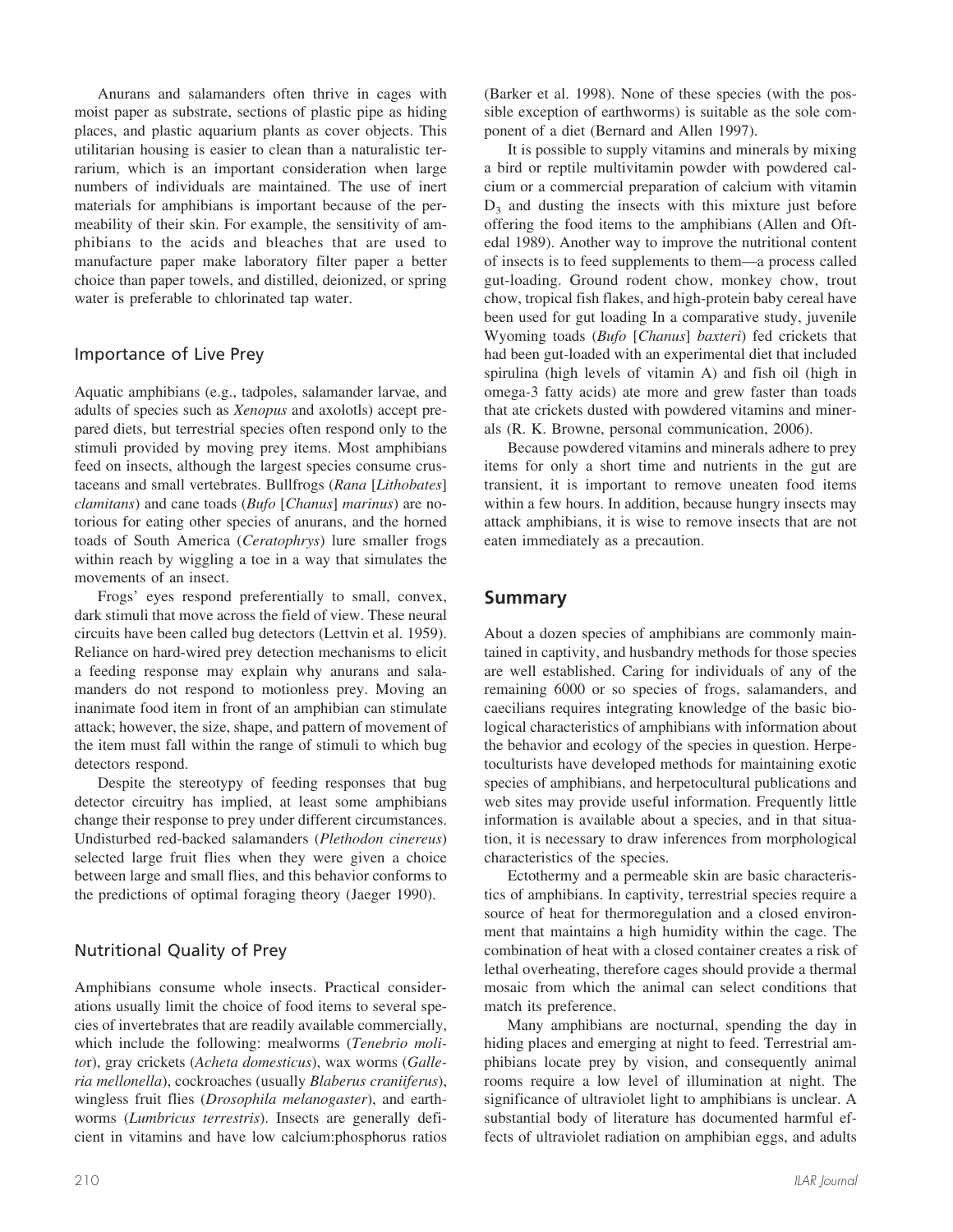Anurans and salamanders often thrive in cages with moist paper as substrate, sections of plastic pipe as hiding places, and plastic aquarium plants as cover objects. This utilitarian housing is easier to clean than a naturalistic terrarium, which is an important consideration when large numbers of individuals are maintained. The use of inert materials for amphibians is important because of the permeability of their skin. For example, the sensitivity of amphibians to the acids and bleaches that are used to manufacture paper make laboratory filter paper a better choice than paper towels, and distilled, deionized, or spring water is preferable to chlorinated tap water.

### Importance of Live Prey

Aquatic amphibians (e.g., tadpoles, salamander larvae, and adults of species such as *Xenopus* and axolotls) accept prepared diets, but terrestrial species often respond only to the stimuli provided by moving prey items. Most amphibians feed on insects, although the largest species consume crustaceans and small vertebrates. Bullfrogs (*Rana* [*Lithobates*] *clamitans*) and cane toads (*Bufo* [*Chanus*] *marinus*) are notorious for eating other species of anurans, and the horned toads of South America (*Ceratophrys*) lure smaller frogs within reach by wiggling a toe in a way that simulates the movements of an insect.

Frogs' eyes respond preferentially to small, convex, dark stimuli that move across the field of view. These neural circuits have been called bug detectors (Lettvin et al. 1959). Reliance on hard-wired prey detection mechanisms to elicit a feeding response may explain why anurans and salamanders do not respond to motionless prey. Moving an inanimate food item in front of an amphibian can stimulate attack; however, the size, shape, and pattern of movement of the item must fall within the range of stimuli to which bug detectors respond.

Despite the stereotypy of feeding responses that bug detector circuitry has implied, at least some amphibians change their response to prey under different circumstances. Undisturbed red-backed salamanders (*Plethodon cinereus*) selected large fruit flies when they were given a choice between large and small flies, and this behavior conforms to the predictions of optimal foraging theory (Jaeger 1990).

### Nutritional Quality of Prey

Amphibians consume whole insects. Practical considerations usually limit the choice of food items to several species of invertebrates that are readily available commercially, which include the following: mealworms (*Tenebrio molitor*), gray crickets (*Acheta domesticus*), wax worms (*Galleria mellonella*), cockroaches (usually *Blaberus craniiferus*), wingless fruit flies (*Drosophila melanogaster*), and earthworms (*Lumbricus terrestris*). Insects are generally deficient in vitamins and have low calcium:phosphorus ratios (Barker et al. 1998). None of these species (with the possible exception of earthworms) is suitable as the sole component of a diet (Bernard and Allen 1997).

It is possible to supply vitamins and minerals by mixing a bird or reptile multivitamin powder with powdered calcium or a commercial preparation of calcium with vitamin $D_3$ and dusting the insects with this mixture just before offering the food items to the amphibians (Allen and Oftedal 1989). Another way to improve the nutritional content of insects is to feed supplements to them—a process called gut-loading. Ground rodent chow, monkey chow, trout chow, tropical fish flakes, and high-protein baby cereal have been used for gut loading In a comparative study, juvenile Wyoming toads (*Bufo* [*Chanus*] *baxteri*) fed crickets that had been gut-loaded with an experimental diet that included spirulina (high levels of vitamin A) and fish oil (high in omega-3 fatty acids) ate more and grew faster than toads that ate crickets dusted with powdered vitamins and minerals (R. K. Browne, personal communication, 2006).

Because powdered vitamins and minerals adhere to prey items for only a short time and nutrients in the gut are transient, it is important to remove uneaten food items within a few hours. In addition, because hungry insects may attack amphibians, it is wise to remove insects that are not eaten immediately as a precaution.

## Summary

About a dozen species of amphibians are commonly maintained in captivity, and husbandry methods for those species are well established. Caring for individuals of any of the remaining 6000 or so species of frogs, salamanders, and caecilians requires integrating knowledge of the basic biological characteristics of amphibians with information about the behavior and ecology of the species in question. Herpetoculturists have developed methods for maintaining exotic species of amphibians, and herpetocultural publications and web sites may provide useful information. Frequently little information is available about a species, and in that situation, it is necessary to draw inferences from morphological characteristics of the species.

Ectothermy and a permeable skin are basic characteristics of amphibians. In captivity, terrestrial species require a source of heat for thermoregulation and a closed environment that maintains a high humidity within the cage. The combination of heat with a closed container creates a risk of lethal overheating, therefore cages should provide a thermal mosaic from which the animal can select conditions that match its preference.

Many amphibians are nocturnal, spending the day in hiding places and emerging at night to feed. Terrestrial amphibians locate prey by vision, and consequently animal rooms require a low level of illumination at night. The significance of ultraviolet light to amphibians is unclear. A substantial body of literature has documented harmful effects of ultraviolet radiation on amphibian eggs, and adults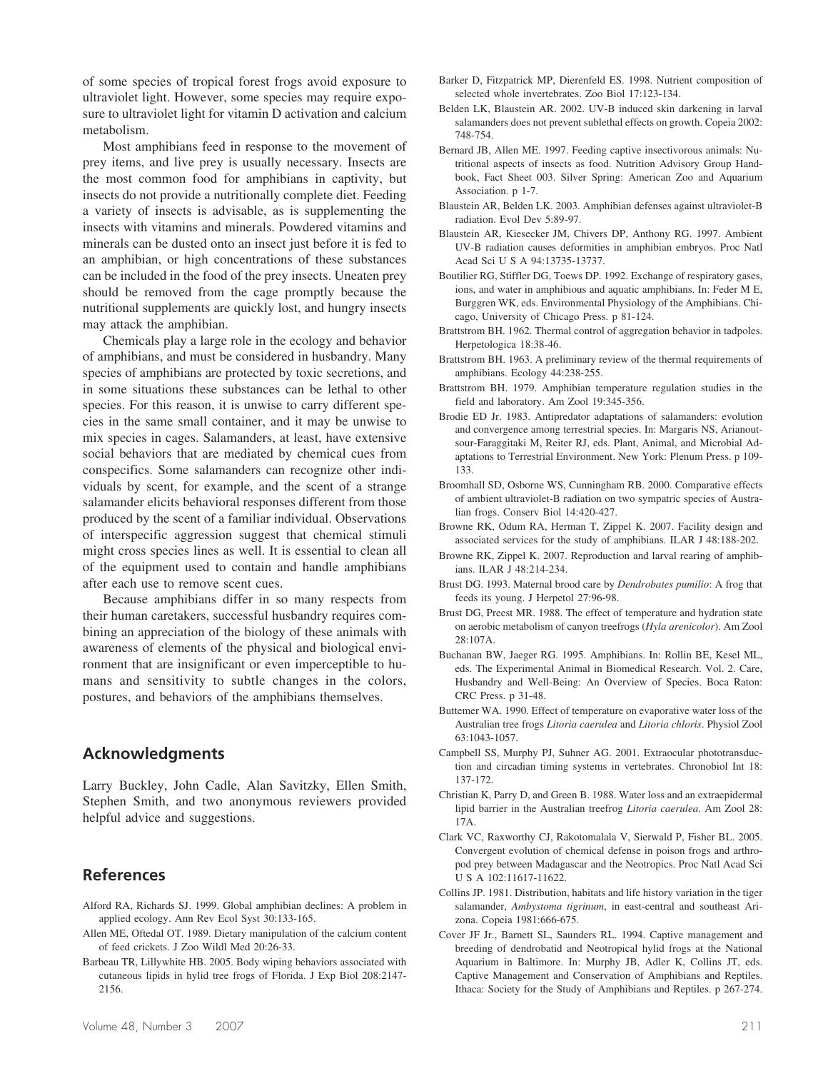of some species of tropical forest frogs avoid exposure to ultraviolet light. However, some species may require exposure to ultraviolet light for vitamin D activation and calcium metabolism.

Most amphibians feed in response to the movement of prey items, and live prey is usually necessary. Insects are the most common food for amphibians in captivity, but insects do not provide a nutritionally complete diet. Feeding a variety of insects is advisable, as is supplementing the insects with vitamins and minerals. Powdered vitamins and minerals can be dusted onto an insect just before it is fed to an amphibian, or high concentrations of these substances can be included in the food of the prey insects. Uneaten prey should be removed from the cage promptly because the nutritional supplements are quickly lost, and hungry insects may attack the amphibian.

Chemicals play a large role in the ecology and behavior of amphibians, and must be considered in husbandry. Many species of amphibians are protected by toxic secretions, and in some situations these substances can be lethal to other species. For this reason, it is unwise to carry different species in the same small container, and it may be unwise to mix species in cages. Salamanders, at least, have extensive social behaviors that are mediated by chemical cues from conspecifics. Some salamanders can recognize other individuals by scent, for example, and the scent of a strange salamander elicits behavioral responses different from those produced by the scent of a familiar individual. Observations of interspecific aggression suggest that chemical stimuli might cross species lines as well. It is essential to clean all of the equipment used to contain and handle amphibians after each use to remove scent cues.

Because amphibians differ in so many respects from their human caretakers, successful husbandry requires combining an appreciation of the biology of these animals with awareness of elements of the physical and biological environment that are insignificant or even imperceptible to humans and sensitivity to subtle changes in the colors, postures, and behaviors of the amphibians themselves.

## Acknowledgments

Larry Buckley, John Cadle, Alan Savitzky, Ellen Smith, Stephen Smith, and two anonymous reviewers provided helpful advice and suggestions.

## References

Alford RA, Richards SJ. 1999. Global amphibian declines: A problem in applied ecology. Ann Rev Ecol Syst 30:133-165.

Allen ME, Oftedal OT. 1989. Dietary manipulation of the calcium content of feed crickets. J Zoo Wildl Med 20:26-33.

Barbeau TR, Lillywhite HB. 2005. Body wiping behaviors associated with cutaneous lipids in hylid tree frogs of Florida. J Exp Biol 208:2147-2156.

Barker D, Fitzpatrick MP, Dierenfeld ES. 1998. Nutrient composition of selected whole invertebrates. Zoo Biol 17:123-134.

Belden LK, Blaustein AR. 2002. UV-B induced skin darkening in larval salamanders does not prevent sublethal effects on growth. Copeia 2002: 748-754.

Bernard JB, Allen ME. 1997. Feeding captive insectivorous animals: Nutritional aspects of insects as food. Nutrition Advisory Group Handbook, Fact Sheet 003. Silver Spring: American Zoo and Aquarium Association. p 1-7.

Blaustein AR, Belden LK. 2003. Amphibian defenses against ultraviolet-B radiation. Evol Dev 5:89-97.

Blaustein AR, Kiesecker JM, Chivers DP, Anthony RG. 1997. Ambient UV-B radiation causes deformities in amphibian embryos. Proc Natl Acad Sci U S A 94:13735-13737.

Boutilier RG, Stiffler DG, Toews DP. 1992. Exchange of respiratory gases, ions, and water in amphibious and aquatic amphibians. In: Feder M E, Burggren WK, eds. Environmental Physiology of the Amphibians. Chicago, University of Chicago Press. p 81-124.

Brattstrom BH. 1962. Thermal control of aggregation behavior in tadpoles. Herpetologica 18:38-46.

Brattstrom BH. 1963. A preliminary review of the thermal requirements of amphibians. Ecology 44:238-255.

Brattstrom BH. 1979. Amphibian temperature regulation studies in the field and laboratory. Am Zool 19:345-356.

Brodie ED Jr. 1983. Antipredator adaptations of salamanders: evolution and convergence among terrestrial species. In: Margaris NS, Arianoutsour-Faraggitaki M, Reiter RJ, eds. Plant, Animal, and Microbial Adaptations to Terrestrial Environment. New York: Plenum Press. p 109-133.

Broomhall SD, Osborne WS, Cunningham RB. 2000. Comparative effects of ambient ultraviolet-B radiation on two sympatric species of Australian frogs. Conserv Biol 14:420-427.

Browne RK, Odum RA, Herman T, Zippel K. 2007. Facility design and associated services for the study of amphibians. ILAR J 48:188-202.

Browne RK, Zippel K. 2007. Reproduction and larval rearing of amphibians. ILAR J 48:214-234.

Brust DG. 1993. Maternal brood care by *Dendrobates pumilio*: A frog that feeds its young. J Herpetol 27:96-98.

Brust DG, Preest MR. 1988. The effect of temperature and hydration state on aerobic metabolism of canyon treefrogs (*Hyla arenicolor*). Am Zool 28:107A.

Buchanan BW, Jaeger RG. 1995. Amphibians. In: Rollin BE, Kesel ML, eds. The Experimental Animal in Biomedical Research. Vol. 2. Care, Husbandry and Well-Being: An Overview of Species. Boca Raton: CRC Press. p 31-48.

Buttemer WA. 1990. Effect of temperature on evaporative water loss of the Australian tree frogs *Litoria caerulea* and *Litoria chloris*. Physiol Zool 63:1043-1057.

Campbell SS, Murphy PJ, Suhner AG. 2001. Extraocular phototransduction and circadian timing systems in vertebrates. Chronobiol Int 18: 137-172.

Christian K, Parry D, and Green B. 1988. Water loss and an extraepidermal lipid barrier in the Australian treefrog *Litoria caerulea*. Am Zool 28: 17A.

Clark VC, Raxworthy CJ, Rakotomalala V, Sierwald P, Fisher BL. 2005. Convergent evolution of chemical defense in poison frogs and arthropod prey between Madagascar and the Neotropics. Proc Natl Acad Sci U S A 102:11617-11622.

Collins JP. 1981. Distribution, habitats and life history variation in the tiger salamander, *Ambystoma tigrinum*, in east-central and southeast Arizona. Copeia 1981:666-675.

Cover JF Jr., Barnett SL, Saunders RL. 1994. Captive management and breeding of dendrobatid and Neotropical hylid frogs at the National Aquarium in Baltimore. In: Murphy JB, Adler K, Collins JT, eds. Captive Management and Conservation of Amphibians and Reptiles. Ithaca: Society for the Study of Amphibians and Reptiles. p 267-274.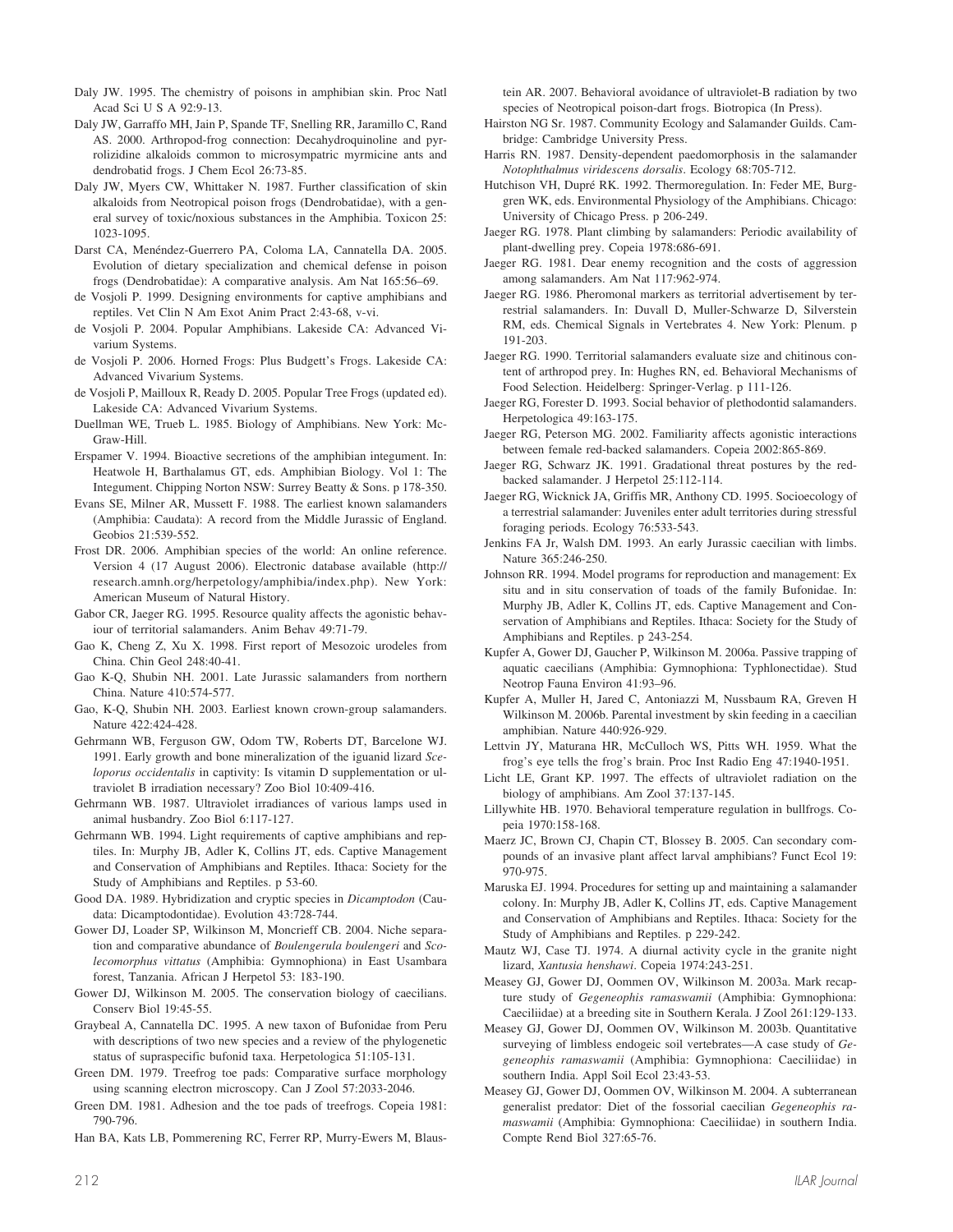Daly JW. 1995. The chemistry of poisons in amphibian skin. Proc Natl Acad Sci U S A 92:9-13.

Daly JW, Garraffo MH, Jain P, Spande TF, Snelling RR, Jaramillo C, Rand AS. 2000. Arthropod-frog connection: Decahydroquinoline and pyrrolizidine alkaloids common to microsympatric myrmicine ants and dendrobatid frogs. J Chem Ecol 26:73-85.

Daly JW, Myers CW, Whittaker N. 1987. Further classification of skin alkaloids from Neotropical poison frogs (Dendrobatidae), with a general survey of toxic/noxious substances in the Amphibia. Toxicon 25: 1023-1095.

Darst CA, Menéndez-Guerrero PA, Coloma LA, Cannatella DA. 2005. Evolution of dietary specialization and chemical defense in poison frogs (Dendrobatidae): A comparative analysis. Am Nat 165:56–69.

de Vosjoli P. 1999. Designing environments for captive amphibians and reptiles. Vet Clin N Am Exot Anim Pract 2:43-68, v-vi.

de Vosjoli P. 2004. Popular Amphibians. Lakeside CA: Advanced Vivarium Systems.

de Vosjoli P. 2006. Horned Frogs: Plus Budgett's Frogs. Lakeside CA: Advanced Vivarium Systems.

de Vosjoli P, Mailloux R, Ready D. 2005. Popular Tree Frogs (updated ed). Lakeside CA: Advanced Vivarium Systems.

Duellman WE, Trueb L. 1985. Biology of Amphibians. New York: McGraw-Hill.

Erspamer V. 1994. Bioactive secretions of the amphibian integument. In: Heatwole H, Barthalamus GT, eds. Amphibian Biology. Vol 1: The Integument. Chipping Norton NSW: Surrey Beatty & Sons. p 178-350.

Evans SE, Milner AR, Mussett F. 1988. The earliest known salamanders (Amphibia: Caudata): A record from the Middle Jurassic of England. Geobios 21:539-552.

Frost DR. 2006. Amphibian species of the world: An online reference. Version 4 (17 August 2006). Electronic database available (http://research.amnh.org/herpetology/amphibia/index.php). New York: American Museum of Natural History.

Gabor CR, Jaeger RG. 1995. Resource quality affects the agonistic behaviour of territorial salamanders. Anim Behav 49:71-79.

Gao K, Cheng Z, Xu X. 1998. First report of Mesozoic urodeles from China. Chin Geol 248:40-41.

Gao K-Q, Shubin NH. 2001. Late Jurassic salamanders from northern China. Nature 410:574-577.

Gao, K-Q, Shubin NH. 2003. Earliest known crown-group salamanders. Nature 422:424-428.

Gehrmann WB, Ferguson GW, Odom TW, Roberts DT, Barcelone WJ. 1991. Early growth and bone mineralization of the iguanid lizard *Sceloporus occidentalis* in captivity: Is vitamin D supplementation or ultraviolet B irradiation necessary? Zoo Biol 10:409-416.

Gehrmann WB. 1987. Ultraviolet irradiances of various lamps used in animal husbandry. Zoo Biol 6:117-127.

Gehrmann WB. 1994. Light requirements of captive amphibians and reptiles. In: Murphy JB, Adler K, Collins JT, eds. Captive Management and Conservation of Amphibians and Reptiles. Ithaca: Society for the Study of Amphibians and Reptiles. p 53-60.

Good DA. 1989. Hybridization and cryptic species in *Dicamptodon* (Caudata: Dicamptodontidae). Evolution 43:728-744.

Gower DJ, Loader SP, Wilkinson M, Moncrieff CB. 2004. Niche separation and comparative abundance of *Boulengerula boulengeri* and *Scolecomorphus vittatus* (Amphibia: Gymnophiona) in East Usambara forest, Tanzania. African J Herpetol 53: 183-190.

Gower DJ, Wilkinson M. 2005. The conservation biology of caecilians. Conserv Biol 19:45-55.

Graybeal A, Cannatella DC. 1995. A new taxon of Bufonidae from Peru with descriptions of two new species and a review of the phylogenetic status of supraspecific bufonid taxa. Herpetologica 51:105-131.

Green DM. 1979. Treefrog toe pads: Comparative surface morphology using scanning electron microscopy. Can J Zool 57:2033-2046.

Green DM. 1981. Adhesion and the toe pads of treefrogs. Copeia 1981: 790-796.

Han BA, Kats LB, Pommerening RC, Ferrer RP, Murry-Ewers M, Blaustein AR. 2007. Behavioral avoidance of ultraviolet-B radiation by two species of Neotropical poison-dart frogs. Biotropica (In Press).

Hairston NG Sr. 1987. Community Ecology and Salamander Guilds. Cambridge: Cambridge University Press.

Harris RN. 1987. Density-dependent paedomorphosis in the salamander *Notophthalmus viridescens dorsalis*. Ecology 68:705-712.

Hutchison VH, Dupré RK. 1992. Thermoregulation. In: Feder ME, Burggren WK, eds. Environmental Physiology of the Amphibians. Chicago: University of Chicago Press. p 206-249.

Jaeger RG. 1978. Plant climbing by salamanders: Periodic availability of plant-dwelling prey. Copeia 1978:686-691.

Jaeger RG. 1981. Dear enemy recognition and the costs of aggression among salamanders. Am Nat 117:962-974.

Jaeger RG. 1986. Pheromonal markers as territorial advertisement by terrestrial salamanders. In: Duvall D, Muller-Schwarze D, Silverstein RM, eds. Chemical Signals in Vertebrates 4. New York: Plenum. p 191-203.

Jaeger RG. 1990. Territorial salamanders evaluate size and chitinous content of arthropod prey. In: Hughes RN, ed. Behavioral Mechanisms of Food Selection. Heidelberg: Springer-Verlag. p 111-126.

Jaeger RG, Forester D. 1993. Social behavior of plethodontid salamanders. Herpetologica 49:163-175.

Jaeger RG, Peterson MG. 2002. Familiarity affects agonistic interactions between female red-backed salamanders. Copeia 2002:865-869.

Jaeger RG, Schwarz JK. 1991. Gradational threat postures by the red-backed salamander. J Herpetol 25:112-114.

Jaeger RG, Wicknick JA, Griffis MR, Anthony CD. 1995. Socioecology of a terrestrial salamander: Juveniles enter adult territories during stressful foraging periods. Ecology 76:533-543.

Jenkins FA Jr, Walsh DM. 1993. An early Jurassic caecilian with limbs. Nature 365:246-250.

Johnson RR. 1994. Model programs for reproduction and management: Ex situ and in situ conservation of toads of the family Bufonidae. In: Murphy JB, Adler K, Collins JT, eds. Captive Management and Conservation of Amphibians and Reptiles. Ithaca: Society for the Study of Amphibians and Reptiles. p 243-254.

Kupfer A, Gower DJ, Gaucher P, Wilkinson M. 2006a. Passive trapping of aquatic caecilians (Amphibia: Gymnophiona: Typhlonectidae). Stud Neotrop Fauna Environ 41:93–96.

Kupfer A, Muller H, Jared C, Antoniazzi M, Nussbaum RA, Greven H Wilkinson M. 2006b. Parental investment by skin feeding in a caecilian amphibian. Nature 440:926-929.

Lettvin JY, Maturana HR, McCulloch WS, Pitts WH. 1959. What the frog's eye tells the frog's brain. Proc Inst Radio Eng 47:1940-1951.

Licht LE, Grant KP. 1997. The effects of ultraviolet radiation on the biology of amphibians. Am Zool 37:137-145.

Lillywhite HB. 1970. Behavioral temperature regulation in bullfrogs. Copeia 1970:158-168.

Maerz JC, Brown CJ, Chapin CT, Blossey B. 2005. Can secondary compounds of an invasive plant affect larval amphibians? Funct Ecol 19: 970-975.

Maruska EJ. 1994. Procedures for setting up and maintaining a salamander colony. In: Murphy JB, Adler K, Collins JT, eds. Captive Management and Conservation of Amphibians and Reptiles. Ithaca: Society for the Study of Amphibians and Reptiles. p 229-242.

Mautz WJ, Case TJ. 1974. A diurnal activity cycle in the granite night lizard, *Xantusia henshawi*. Copeia 1974:243-251.

Measey GJ, Gower DJ, Oommen OV, Wilkinson M. 2003a. Mark recapture study of *Gegeneophis ramaswamii* (Amphibia: Gymnophiona: Caeciliidae) at a breeding site in Southern Kerala. J Zool 261:129-133.

Measey GJ, Gower DJ, Oommen OV, Wilkinson M. 2003b. Quantitative surveying of limbless endogeic soil vertebrates—A case study of *Gegeneophis ramaswamii* (Amphibia: Gymnophiona: Caeciliidae) in southern India. Appl Soil Ecol 23:43-53.

Measey GJ, Gower DJ, Oommen OV, Wilkinson M. 2004. A subterranean generalist predator: Diet of the fossorial caecilian *Gegeneophis ramaswamii* (Amphibia: Gymnophiona: Caeciliidae) in southern India. Compte Rend Biol 327:65-76.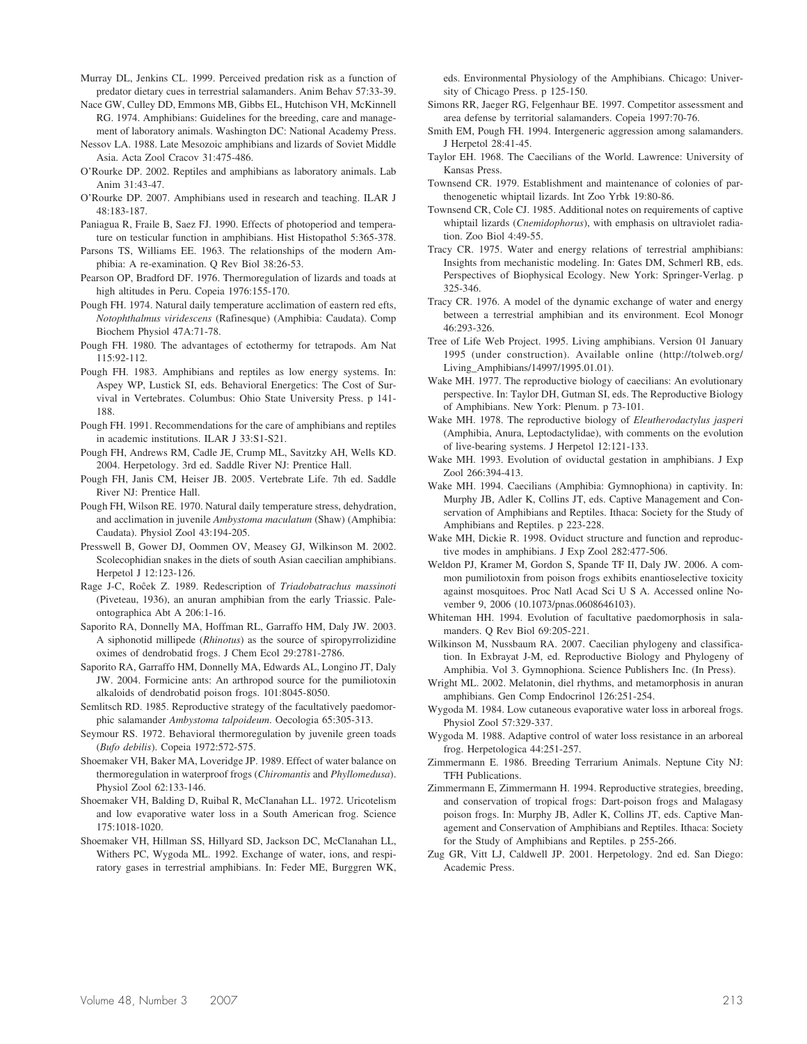Murray DL, Jenkins CL. 1999. Perceived predation risk as a function of predator dietary cues in terrestrial salamanders. Anim Behav 57:33-39.

Nace GW, Culley DD, Emmons MB, Gibbs EL, Hutchison VH, McKinnell RG. 1974. Amphibians: Guidelines for the breeding, care and management of laboratory animals. Washington DC: National Academy Press.

Nessov LA. 1988. Late Mesozoic amphibians and lizards of Soviet Middle Asia. Acta Zool Cracov 31:475-486.

O'Rourke DP. 2002. Reptiles and amphibians as laboratory animals. Lab Anim 31:43-47.

O'Rourke DP. 2007. Amphibians used in research and teaching. ILAR J 48:183-187.

Paniagua R, Fraile B, Saez FJ. 1990. Effects of photoperiod and temperature on testicular function in amphibians. Hist Histopathol 5:365-378.

Parsons TS, Williams EE. 1963. The relationships of the modern Amphibia: A re-examination. Q Rev Biol 38:26-53.

Pearson OP, Bradford DF. 1976. Thermoregulation of lizards and toads at high altitudes in Peru. Copeia 1976:155-170.

Pough FH. 1974. Natural daily temperature acclimation of eastern red efts, *Notophthalmus viridescens* (Rafinesque) (Amphibia: Caudata). Comp Biochem Physiol 47A:71-78.

Pough FH. 1980. The advantages of ectothermy for tetrapods. Am Nat 115:92-112.

Pough FH. 1983. Amphibians and reptiles as low energy systems. In: Aspey WP, Lustick SI, eds. Behavioral Energetics: The Cost of Survival in Vertebrates. Columbus: Ohio State University Press. p 141-188.

Pough FH. 1991. Recommendations for the care of amphibians and reptiles in academic institutions. ILAR J 33:S1-S21.

Pough FH, Andrews RM, Cadle JE, Crump ML, Savitzky AH, Wells KD. 2004. Herpetology. 3rd ed. Saddle River NJ: Prentice Hall.

Pough FH, Janis CM, Heiser JB. 2005. Vertebrate Life. 7th ed. Saddle River NJ: Prentice Hall.

Pough FH, Wilson RE. 1970. Natural daily temperature stress, dehydration, and acclimation in juvenile *Ambystoma maculatum* (Shaw) (Amphibia: Caudata). Physiol Zool 43:194-205.

Presswell B, Gower DJ, Oommen OV, Measey GJ, Wilkinson M. 2002. Scolecophidian snakes in the diets of south Asian caecilian amphibians. Herpetol J 12:123-126.

Rage J-C, Roĉek Z. 1989. Redescription of *Triadobatrachus massinoti* (Piveteau, 1936), an anuran amphibian from the early Triassic. Paleontographica Abt A 206:1-16.

Saporito RA, Donnelly MA, Hoffman RL, Garraffo HM, Daly JW. 2003. A siphonotid millipede (*Rhinotus*) as the source of spiropyrrolizidine oximes of dendrobatid frogs. J Chem Ecol 29:2781-2786.

Saporito RA, Garraffo HM, Donnelly MA, Edwards AL, Longino JT, Daly JW. 2004. Formicine ants: An arthropod source for the pumiliotoxin alkaloids of dendrobatid poison frogs. 101:8045-8050.

Semlitsch RD. 1985. Reproductive strategy of the facultatively paedomorphic salamander *Ambystoma talpoideum*. Oecologia 65:305-313.

Seymour RS. 1972. Behavioral thermoregulation by juvenile green toads (*Bufo debilis*). Copeia 1972:572-575.

Shoemaker VH, Baker MA, Loveridge JP. 1989. Effect of water balance on thermoregulation in waterproof frogs (*Chiromantis* and *Phyllomedusa*). Physiol Zool 62:133-146.

Shoemaker VH, Balding D, Ruibal R, McClanahan LL. 1972. Uricotelism and low evaporative water loss in a South American frog. Science 175:1018-1020.

Shoemaker VH, Hillman SS, Hillyard SD, Jackson DC, McClanahan LL, Withers PC, Wygoda ML. 1992. Exchange of water, ions, and respiratory gases in terrestrial amphibians. In: Feder ME, Burggren WK, eds. Environmental Physiology of the Amphibians. Chicago: University of Chicago Press. p 125-150.

Simons RR, Jaeger RG, Felgenhaur BE. 1997. Competitor assessment and area defense by territorial salamanders. Copeia 1997:70-76.

Smith EM, Pough FH. 1994. Intergeneric aggression among salamanders. J Herpetol 28:41-45.

Taylor EH. 1968. The Caecilians of the World. Lawrence: University of Kansas Press.

Townsend CR. 1979. Establishment and maintenance of colonies of parthenogenetic whiptail lizards. Int Zoo Yrbk 19:80-86.

Townsend CR, Cole CJ. 1985. Additional notes on requirements of captive whiptail lizards (*Cnemidophorus*), with emphasis on ultraviolet radiation. Zoo Biol 4:49-55.

Tracy CR. 1975. Water and energy relations of terrestrial amphibians: Insights from mechanistic modeling. In: Gates DM, Schmerl RB, eds. Perspectives of Biophysical Ecology. New York: Springer-Verlag. p 325-346.

Tracy CR. 1976. A model of the dynamic exchange of water and energy between a terrestrial amphibian and its environment. Ecol Monogr 46:293-326.

Tree of Life Web Project. 1995. Living amphibians. Version 01 January 1995 (under construction). Available online (http://tolweb.org/Living_Amphibians/14997/1995.01.01).

Wake MH. 1977. The reproductive biology of caecilians: An evolutionary perspective. In: Taylor DH, Gutman SI, eds. The Reproductive Biology of Amphibians. New York: Plenum. p 73-101.

Wake MH. 1978. The reproductive biology of *Eleutherodactylus jasperi* (Amphibia, Anura, Leptodactylidae), with comments on the evolution of live-bearing systems. J Herpetol 12:121-133.

Wake MH. 1993. Evolution of oviductal gestation in amphibians. J Exp Zool 266:394-413.

Wake MH. 1994. Caecilians (Amphibia: Gymnophiona) in captivity. In: Murphy JB, Adler K, Collins JT, eds. Captive Management and Conservation of Amphibians and Reptiles. Ithaca: Society for the Study of Amphibians and Reptiles. p 223-228.

Wake MH, Dickie R. 1998. Oviduct structure and function and reproductive modes in amphibians. J Exp Zool 282:477-506.

Weldon PJ, Kramer M, Gordon S, Spande TF II, Daly JW. 2006. A common pumiliotoxin from poison frogs exhibits enantioselective toxicity against mosquitoes. Proc Natl Acad Sci U S A. Accessed online November 9, 2006 (10.1073/pnas.0608646103).

Whiteman HH. 1994. Evolution of facultative paedomorphosis in salamanders. Q Rev Biol 69:205-221.

Wilkinson M, Nussbaum RA. 2007. Caecilian phylogeny and classification. In Exbrayat J-M, ed. Reproductive Biology and Phylogeny of Amphibia. Vol 3. Gymnophiona. Science Publishers Inc. (In Press).

Wright ML. 2002. Melatonin, diel rhythms, and metamorphosis in anuran amphibians. Gen Comp Endocrinol 126:251-254.

Wygoda M. 1984. Low cutaneous evaporative water loss in arboreal frogs. Physiol Zool 57:329-337.

Wygoda M. 1988. Adaptive control of water loss resistance in an arboreal frog. Herpetologica 44:251-257.

Zimmermann E. 1986. Breeding Terrarium Animals. Neptune City NJ: TFH Publications.

Zimmermann E, Zimmermann H. 1994. Reproductive strategies, breeding, and conservation of tropical frogs: Dart-poison frogs and Malagasy poison frogs. In: Murphy JB, Adler K, Collins JT, eds. Captive Management and Conservation of Amphibians and Reptiles. Ithaca: Society for the Study of Amphibians and Reptiles. p 255-266.

Zug GR, Vitt LJ, Caldwell JP. 2001. Herpetology. 2nd ed. San Diego: Academic Press.